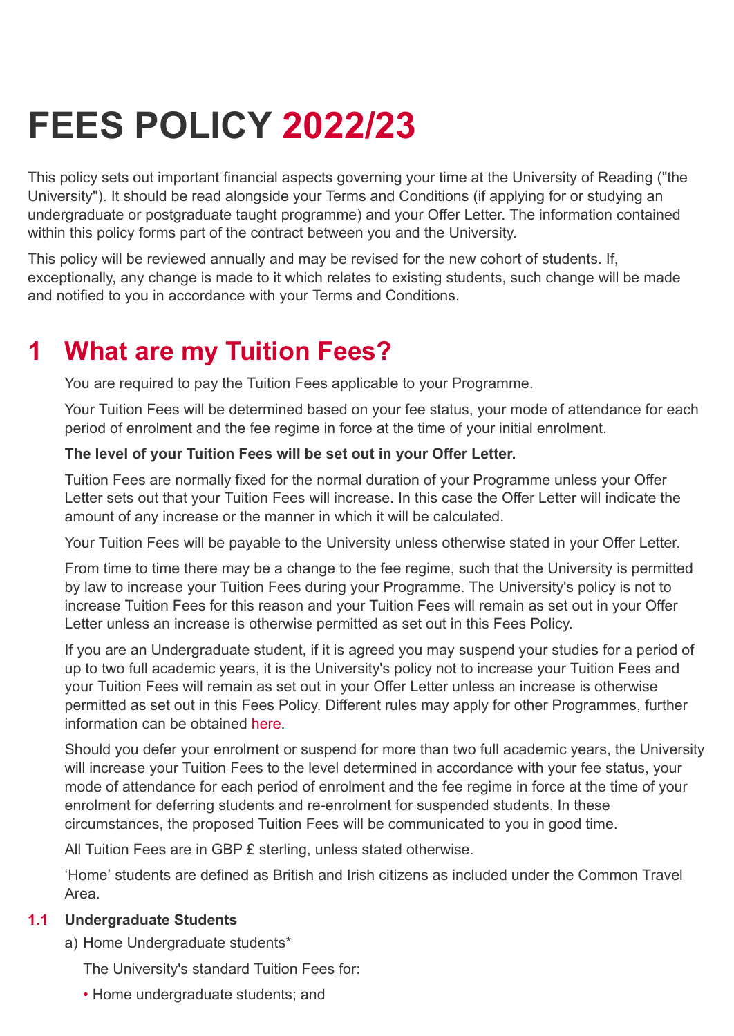# FEES POLICY 2022/23

This policy sets out important financial aspects governing your time at the University of Reading ("the University"). It should be read alongside your Terms and Conditions (if applying for or studying an undergraduate or postgraduate taught programme) and your Offer Letter. The information contained within this policy forms part of the contract between you and the University.

This policy will be reviewed annually and may be revised for the new cohort of students. If, exceptionally, any change is made to it which relates to existing students, such change will be made and notified to you in accordance with your Terms and Conditions.

## 1 What are my Tuition Fees?

You are required to pay the Tuition Fees applicable to your Programme.

Your Tuition Fees will be determined based on your fee status, your mode of attendance for each period of enrolment and the fee regime in force at the time of your initial enrolment.

**The level of your Tuition Fees will be set out in your Offer Letter.**

Tuition Fees are normally fixed for the normal duration of your Programme unless your Offer Letter sets out that your Tuition Fees will increase. In this case the Offer Letter will indicate the amount of any increase or the manner in which it will be calculated.

Your Tuition Fees will be payable to the University unless otherwise stated in your Offer Letter.

From time to time there may be a change to the fee regime, such that the University is permitted by law to increase your Tuition Fees during your Programme. The University's policy is not to increase Tuition Fees for this reason and your Tuition Fees will remain as set out in your Offer Letter unless an increase is otherwise permitted as set out in this Fees Policy.

If you are an Undergraduate student, if it is agreed you may suspend your studies for a period of up to two full academic years, it is the University's policy not to increase your Tuition Fees and your Tuition Fees will remain as set out in your Offer Letter unless an increase is otherwise permitted as set out in this Fees Policy. Different rules may apply for other Programmes, further information can be obtained here.

Should you defer your enrolment or suspend for more than two full academic years, the University will increase your Tuition Fees to the level determined in accordance with your fee status, your mode of attendance for each period of enrolment and the fee regime in force at the time of your enrolment for deferring students and re-enrolment for suspended students. In these circumstances, the proposed Tuition Fees will be communicated to you in good time.

All Tuition Fees are in GBP £ sterling, unless stated otherwise.

'Home' students are defined as British and Irish citizens as included under the Common Travel Area.

### 1.1 Undergraduate Students

a) Home Undergraduate students*

The University's standard Tuition Fees for:

- Home undergraduate students; and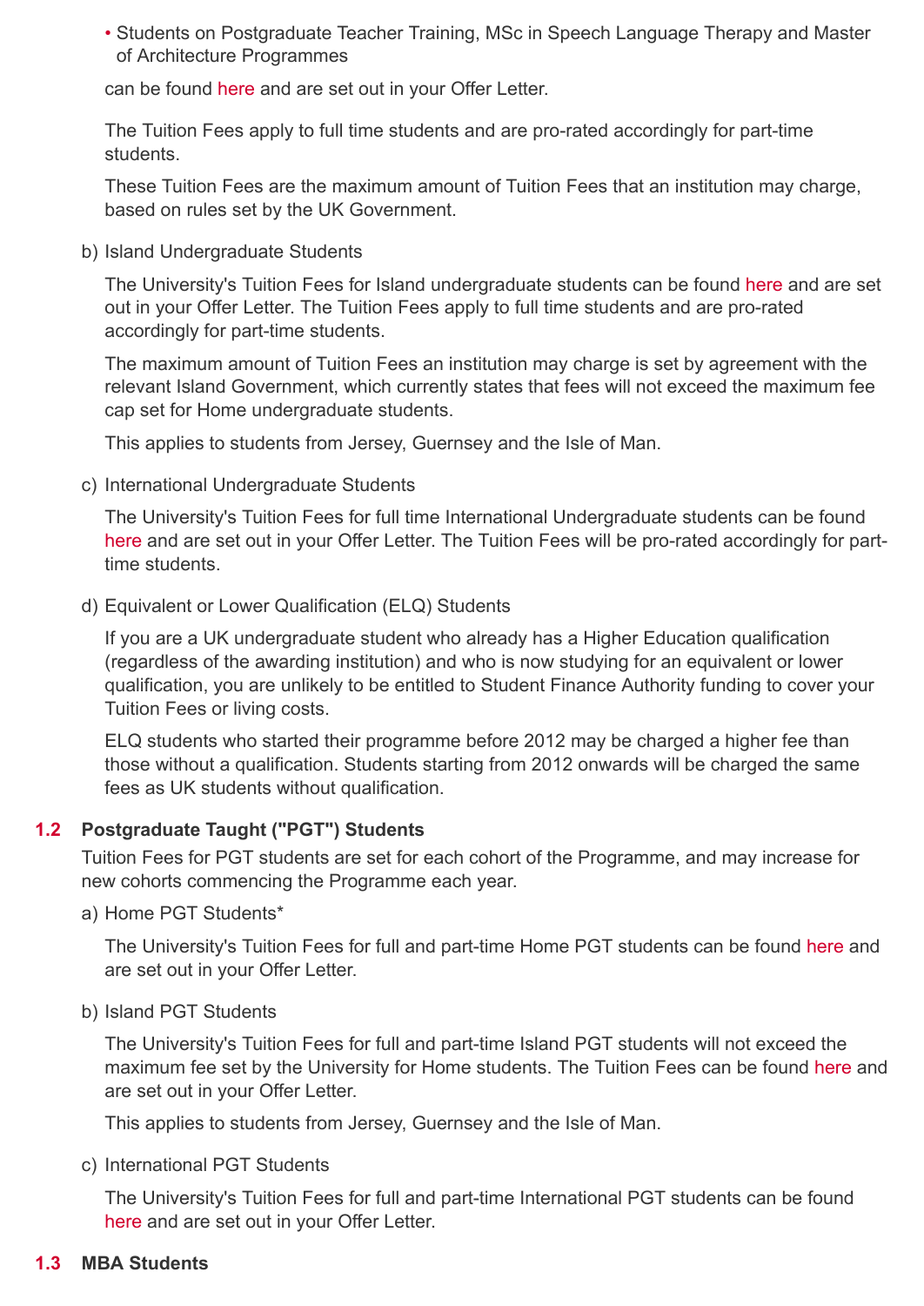- Students on Postgraduate Teacher Training, MSc in Speech Language Therapy and Master of Architecture Programmes

can be found here and are set out in your Offer Letter.

The Tuition Fees apply to full time students and are pro-rated accordingly for part-time students.

These Tuition Fees are the maximum amount of Tuition Fees that an institution may charge, based on rules set by the UK Government.

b) Island Undergraduate Students

The University's Tuition Fees for Island undergraduate students can be found here and are set out in your Offer Letter. The Tuition Fees apply to full time students and are pro-rated accordingly for part-time students.

The maximum amount of Tuition Fees an institution may charge is set by agreement with the relevant Island Government, which currently states that fees will not exceed the maximum fee cap set for Home undergraduate students.

This applies to students from Jersey, Guernsey and the Isle of Man.

c) International Undergraduate Students

The University's Tuition Fees for full time International Undergraduate students can be found here and are set out in your Offer Letter. The Tuition Fees will be pro-rated accordingly for part-time students.

d) Equivalent or Lower Qualification (ELQ) Students

If you are a UK undergraduate student who already has a Higher Education qualification (regardless of the awarding institution) and who is now studying for an equivalent or lower qualification, you are unlikely to be entitled to Student Finance Authority funding to cover your Tuition Fees or living costs.

ELQ students who started their programme before 2012 may be charged a higher fee than those without a qualification. Students starting from 2012 onwards will be charged the same fees as UK students without qualification.

### 1.2 Postgraduate Taught ("PGT") Students

Tuition Fees for PGT students are set for each cohort of the Programme, and may increase for new cohorts commencing the Programme each year.

a) Home PGT Students*

The University's Tuition Fees for full and part-time Home PGT students can be found here and are set out in your Offer Letter.

b) Island PGT Students

The University's Tuition Fees for full and part-time Island PGT students will not exceed the maximum fee set by the University for Home students. The Tuition Fees can be found here and are set out in your Offer Letter.

This applies to students from Jersey, Guernsey and the Isle of Man.

c) International PGT Students

The University's Tuition Fees for full and part-time International PGT students can be found here and are set out in your Offer Letter.

### 1.3 MBA Students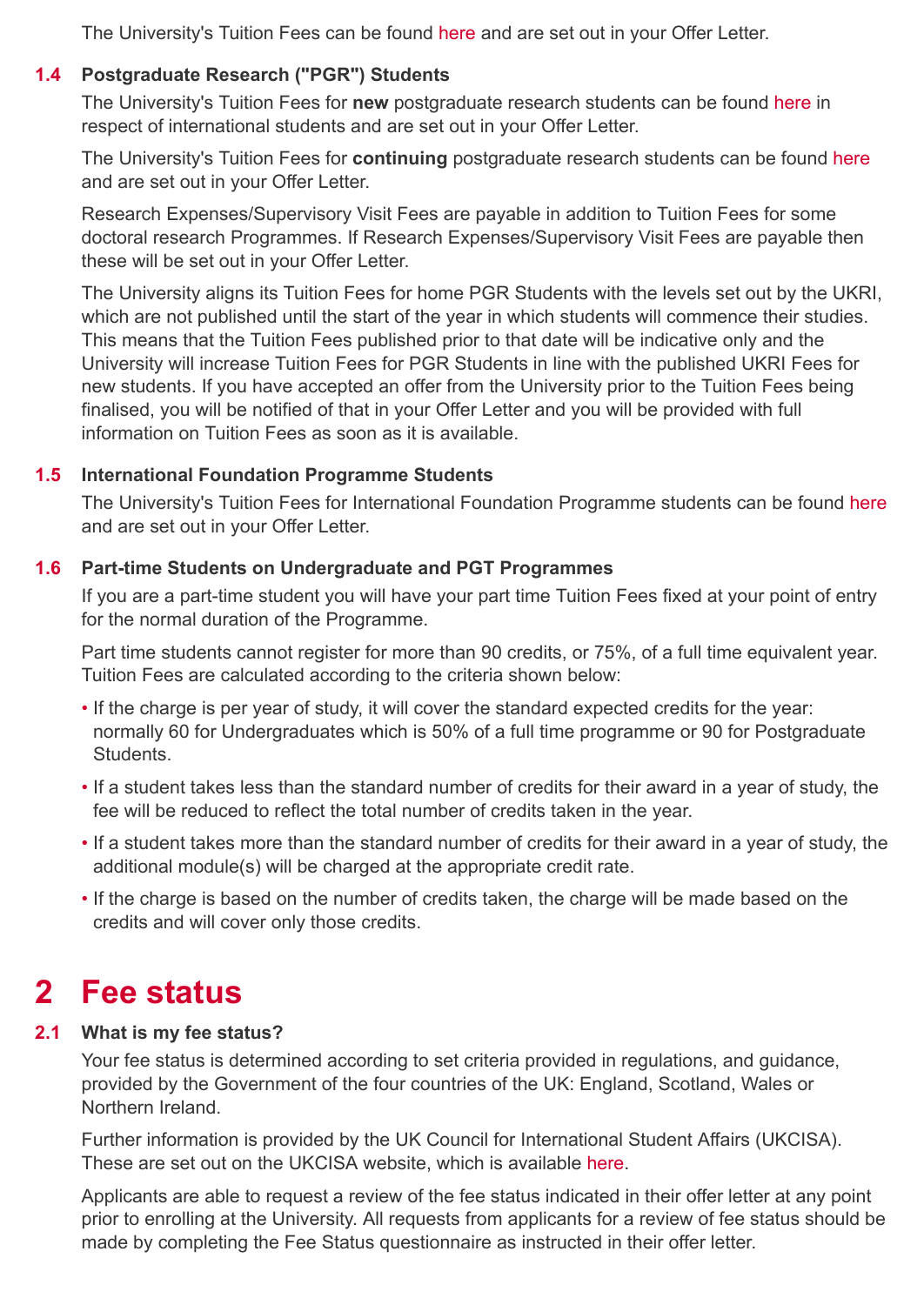The University's Tuition Fees can be found here and are set out in your Offer Letter.

### 1.4 Postgraduate Research ("PGR") Students

The University's Tuition Fees for **new** postgraduate research students can be found here in respect of international students and are set out in your Offer Letter.

The University's Tuition Fees for **continuing** postgraduate research students can be found here and are set out in your Offer Letter.

Research Expenses/Supervisory Visit Fees are payable in addition to Tuition Fees for some doctoral research Programmes. If Research Expenses/Supervisory Visit Fees are payable then these will be set out in your Offer Letter.

The University aligns its Tuition Fees for home PGR Students with the levels set out by the UKRI, which are not published until the start of the year in which students will commence their studies. This means that the Tuition Fees published prior to that date will be indicative only and the University will increase Tuition Fees for PGR Students in line with the published UKRI Fees for new students. If you have accepted an offer from the University prior to the Tuition Fees being finalised, you will be notified of that in your Offer Letter and you will be provided with full information on Tuition Fees as soon as it is available.

### 1.5 International Foundation Programme Students

The University's Tuition Fees for International Foundation Programme students can be found here and are set out in your Offer Letter.

### 1.6 Part-time Students on Undergraduate and PGT Programmes

If you are a part-time student you will have your part time Tuition Fees fixed at your point of entry for the normal duration of the Programme.

Part time students cannot register for more than 90 credits, or 75%, of a full time equivalent year. Tuition Fees are calculated according to the criteria shown below:

- If the charge is per year of study, it will cover the standard expected credits for the year: normally 60 for Undergraduates which is 50% of a full time programme or 90 for Postgraduate Students.
- If a student takes less than the standard number of credits for their award in a year of study, the fee will be reduced to reflect the total number of credits taken in the year.
- If a student takes more than the standard number of credits for their award in a year of study, the additional module(s) will be charged at the appropriate credit rate.
- If the charge is based on the number of credits taken, the charge will be made based on the credits and will cover only those credits.

# 2 Fee status

### 2.1 What is my fee status?

Your fee status is determined according to set criteria provided in regulations, and guidance, provided by the Government of the four countries of the UK: England, Scotland, Wales or Northern Ireland.

Further information is provided by the UK Council for International Student Affairs (UKCISA). These are set out on the UKCISA website, which is available here.

Applicants are able to request a review of the fee status indicated in their offer letter at any point prior to enrolling at the University. All requests from applicants for a review of fee status should be made by completing the Fee Status questionnaire as instructed in their offer letter.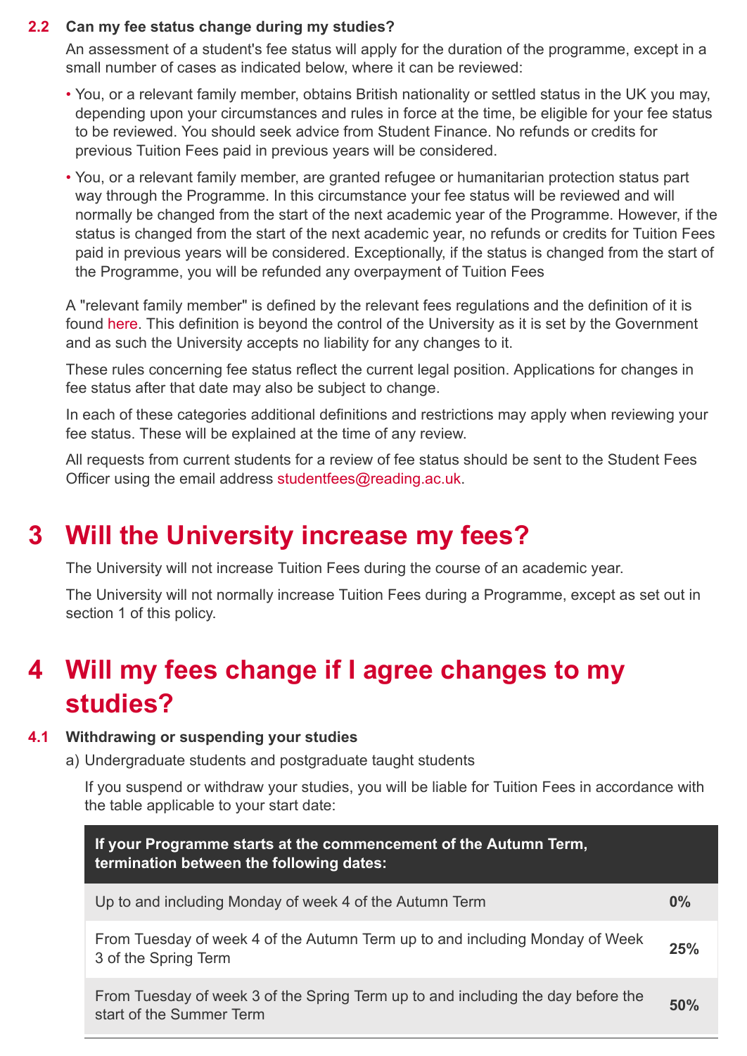### 2.2 Can my fee status change during my studies?

An assessment of a student's fee status will apply for the duration of the programme, except in a small number of cases as indicated below, where it can be reviewed:

- You, or a relevant family member, obtains British nationality or settled status in the UK you may, depending upon your circumstances and rules in force at the time, be eligible for your fee status to be reviewed. You should seek advice from Student Finance. No refunds or credits for previous Tuition Fees paid in previous years will be considered.
- You, or a relevant family member, are granted refugee or humanitarian protection status part way through the Programme. In this circumstance your fee status will be reviewed and will normally be changed from the start of the next academic year of the Programme. However, if the status is changed from the start of the next academic year, no refunds or credits for Tuition Fees paid in previous years will be considered. Exceptionally, if the status is changed from the start of the Programme, you will be refunded any overpayment of Tuition Fees

A "relevant family member" is defined by the relevant fees regulations and the definition of it is found here. This definition is beyond the control of the University as it is set by the Government and as such the University accepts no liability for any changes to it.

These rules concerning fee status reflect the current legal position. Applications for changes in fee status after that date may also be subject to change.

In each of these categories additional definitions and restrictions may apply when reviewing your fee status. These will be explained at the time of any review.

All requests from current students for a review of fee status should be sent to the Student Fees Officer using the email address studentfees@reading.ac.uk.

# 3 Will the University increase my fees?

The University will not increase Tuition Fees during the course of an academic year.

The University will not normally increase Tuition Fees during a Programme, except as set out in section 1 of this policy.

# 4 Will my fees change if I agree changes to my studies?

### 4.1 Withdrawing or suspending your studies

a) Undergraduate students and postgraduate taught students

If you suspend or withdraw your studies, you will be liable for Tuition Fees in accordance with the table applicable to your start date:

| If your Programme starts at the commencement of the Autumn Term, termination between the following dates: | |
|---|---|
| Up to and including Monday of week 4 of the Autumn Term | **0%** |
| From Tuesday of week 4 of the Autumn Term up to and including Monday of Week 3 of the Spring Term | **25%** |
| From Tuesday of week 3 of the Spring Term up to and including the day before the start of the Summer Term | **50%** |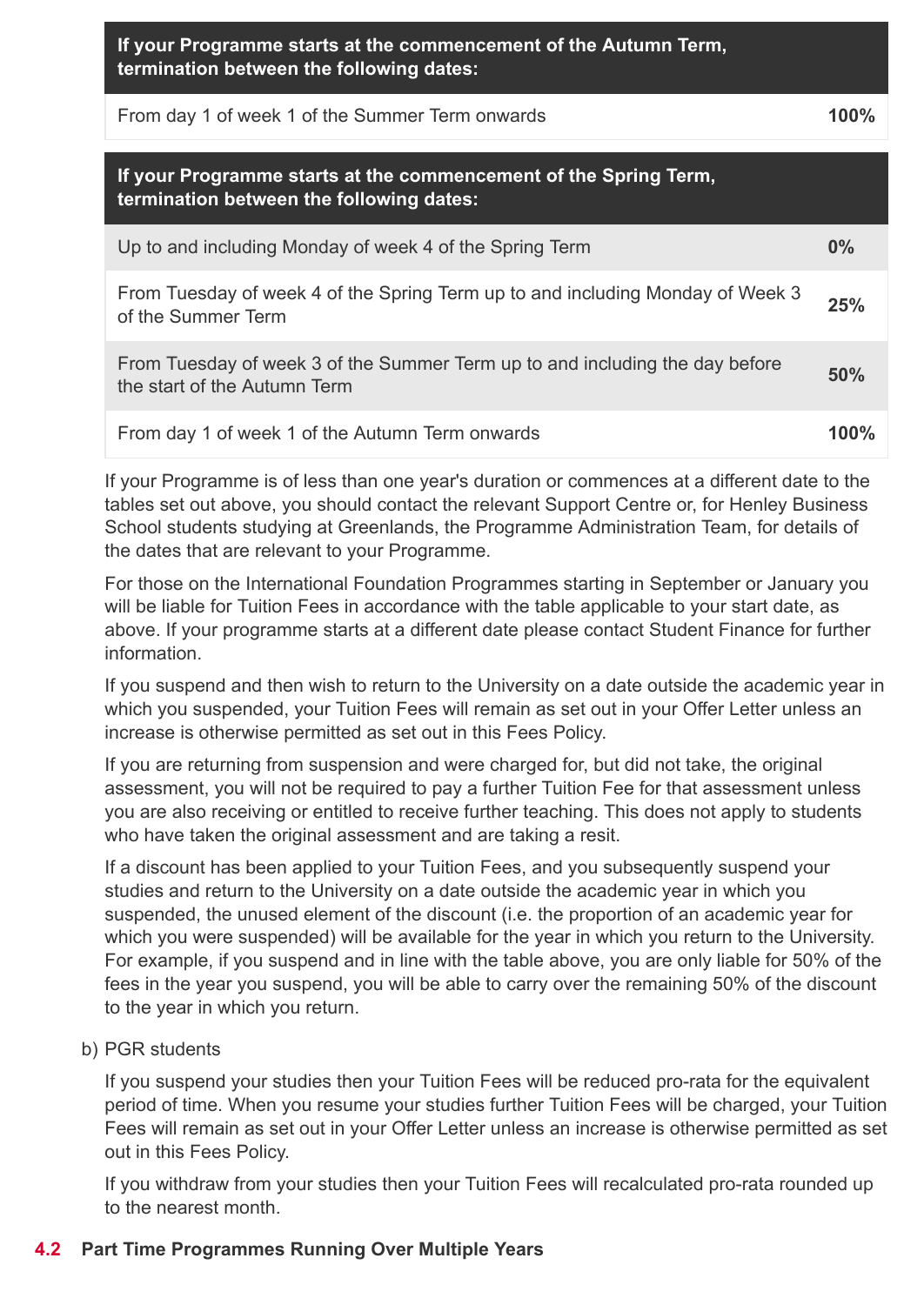| If your Programme starts at the commencement of the Autumn Term, termination between the following dates: | |
|---|---|
| From day 1 of week 1 of the Summer Term onwards | **100%** |

| If your Programme starts at the commencement of the Spring Term, termination between the following dates: | |
|---|---|
| Up to and including Monday of week 4 of the Spring Term | **0%** |
| From Tuesday of week 4 of the Spring Term up to and including Monday of Week 3 of the Summer Term | **25%** |
| From Tuesday of week 3 of the Summer Term up to and including the day before the start of the Autumn Term | **50%** |
| From day 1 of week 1 of the Autumn Term onwards | **100%** |

If your Programme is of less than one year's duration or commences at a different date to the tables set out above, you should contact the relevant Support Centre or, for Henley Business School students studying at Greenlands, the Programme Administration Team, for details of the dates that are relevant to your Programme.

For those on the International Foundation Programmes starting in September or January you will be liable for Tuition Fees in accordance with the table applicable to your start date, as above. If your programme starts at a different date please contact Student Finance for further information.

If you suspend and then wish to return to the University on a date outside the academic year in which you suspended, your Tuition Fees will remain as set out in your Offer Letter unless an increase is otherwise permitted as set out in this Fees Policy.

If you are returning from suspension and were charged for, but did not take, the original assessment, you will not be required to pay a further Tuition Fee for that assessment unless you are also receiving or entitled to receive further teaching. This does not apply to students who have taken the original assessment and are taking a resit.

If a discount has been applied to your Tuition Fees, and you subsequently suspend your studies and return to the University on a date outside the academic year in which you suspended, the unused element of the discount (i.e. the proportion of an academic year for which you were suspended) will be available for the year in which you return to the University. For example, if you suspend and in line with the table above, you are only liable for 50% of the fees in the year you suspend, you will be able to carry over the remaining 50% of the discount to the year in which you return.

b) PGR students

If you suspend your studies then your Tuition Fees will be reduced pro-rata for the equivalent period of time. When you resume your studies further Tuition Fees will be charged, your Tuition Fees will remain as set out in your Offer Letter unless an increase is otherwise permitted as set out in this Fees Policy.

If you withdraw from your studies then your Tuition Fees will recalculated pro-rata rounded up to the nearest month.

## 4.2 Part Time Programmes Running Over Multiple Years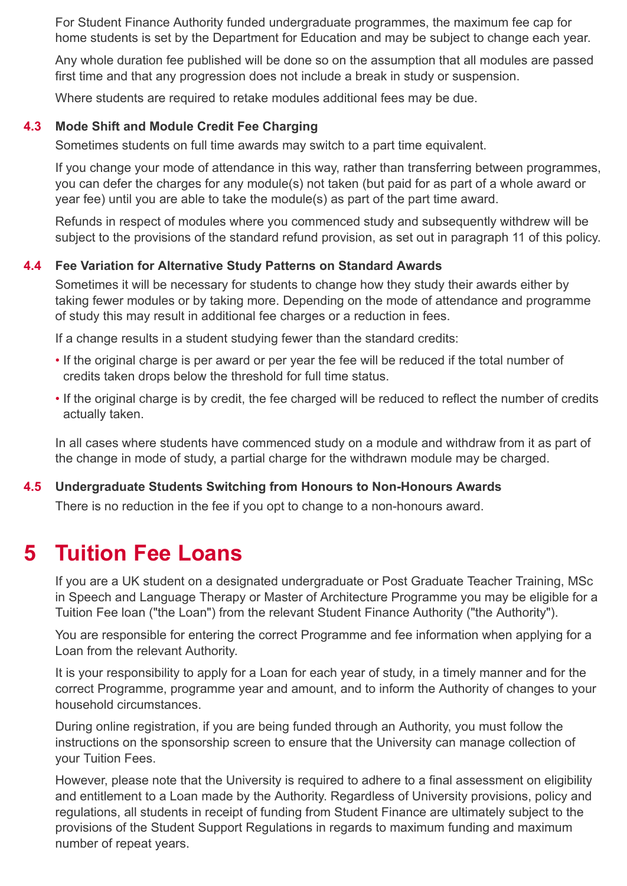For Student Finance Authority funded undergraduate programmes, the maximum fee cap for home students is set by the Department for Education and may be subject to change each year.

Any whole duration fee published will be done so on the assumption that all modules are passed first time and that any progression does not include a break in study or suspension.

Where students are required to retake modules additional fees may be due.

### 4.3 Mode Shift and Module Credit Fee Charging

Sometimes students on full time awards may switch to a part time equivalent.

If you change your mode of attendance in this way, rather than transferring between programmes, you can defer the charges for any module(s) not taken (but paid for as part of a whole award or year fee) until you are able to take the module(s) as part of the part time award.

Refunds in respect of modules where you commenced study and subsequently withdrew will be subject to the provisions of the standard refund provision, as set out in paragraph 11 of this policy.

### 4.4 Fee Variation for Alternative Study Patterns on Standard Awards

Sometimes it will be necessary for students to change how they study their awards either by taking fewer modules or by taking more. Depending on the mode of attendance and programme of study this may result in additional fee charges or a reduction in fees.

If a change results in a student studying fewer than the standard credits:

- If the original charge is per award or per year the fee will be reduced if the total number of credits taken drops below the threshold for full time status.
- If the original charge is by credit, the fee charged will be reduced to reflect the number of credits actually taken.

In all cases where students have commenced study on a module and withdraw from it as part of the change in mode of study, a partial charge for the withdrawn module may be charged.

### 4.5 Undergraduate Students Switching from Honours to Non-Honours Awards

There is no reduction in the fee if you opt to change to a non-honours award.

## 5 Tuition Fee Loans

If you are a UK student on a designated undergraduate or Post Graduate Teacher Training, MSc in Speech and Language Therapy or Master of Architecture Programme you may be eligible for a Tuition Fee loan ("the Loan") from the relevant Student Finance Authority ("the Authority").

You are responsible for entering the correct Programme and fee information when applying for a Loan from the relevant Authority.

It is your responsibility to apply for a Loan for each year of study, in a timely manner and for the correct Programme, programme year and amount, and to inform the Authority of changes to your household circumstances.

During online registration, if you are being funded through an Authority, you must follow the instructions on the sponsorship screen to ensure that the University can manage collection of your Tuition Fees.

However, please note that the University is required to adhere to a final assessment on eligibility and entitlement to a Loan made by the Authority. Regardless of University provisions, policy and regulations, all students in receipt of funding from Student Finance are ultimately subject to the provisions of the Student Support Regulations in regards to maximum funding and maximum number of repeat years.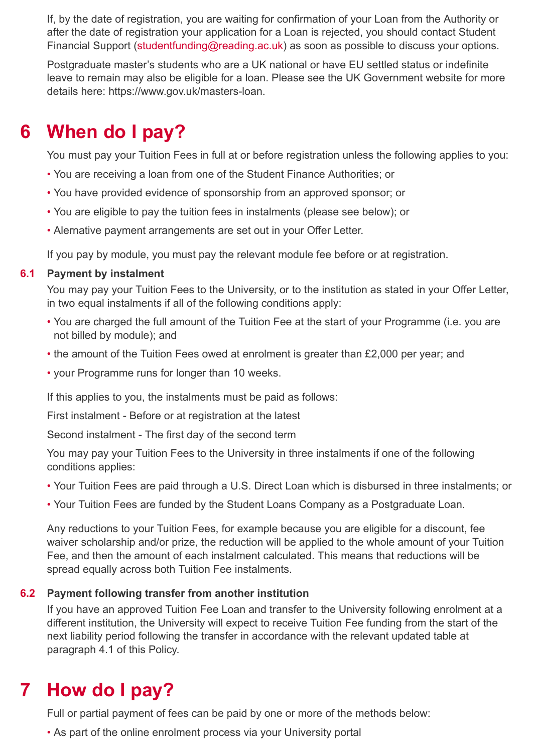If, by the date of registration, you are waiting for confirmation of your Loan from the Authority or after the date of registration your application for a Loan is rejected, you should contact Student Financial Support (studentfunding@reading.ac.uk) as soon as possible to discuss your options.

Postgraduate master's students who are a UK national or have EU settled status or indefinite leave to remain may also be eligible for a loan. Please see the UK Government website for more details here: https://www.gov.uk/masters-loan.

# 6 When do I pay?

You must pay your Tuition Fees in full at or before registration unless the following applies to you:

- You are receiving a loan from one of the Student Finance Authorities; or
- You have provided evidence of sponsorship from an approved sponsor; or
- You are eligible to pay the tuition fees in instalments (please see below); or
- Alernative payment arrangements are set out in your Offer Letter.

If you pay by module, you must pay the relevant module fee before or at registration.

### 6.1 Payment by instalment

You may pay your Tuition Fees to the University, or to the institution as stated in your Offer Letter, in two equal instalments if all of the following conditions apply:

- You are charged the full amount of the Tuition Fee at the start of your Programme (i.e. you are not billed by module); and
- the amount of the Tuition Fees owed at enrolment is greater than £2,000 per year; and
- your Programme runs for longer than 10 weeks.

If this applies to you, the instalments must be paid as follows:

First instalment - Before or at registration at the latest

Second instalment - The first day of the second term

You may pay your Tuition Fees to the University in three instalments if one of the following conditions applies:

- Your Tuition Fees are paid through a U.S. Direct Loan which is disbursed in three instalments; or
- Your Tuition Fees are funded by the Student Loans Company as a Postgraduate Loan.

Any reductions to your Tuition Fees, for example because you are eligible for a discount, fee waiver scholarship and/or prize, the reduction will be applied to the whole amount of your Tuition Fee, and then the amount of each instalment calculated. This means that reductions will be spread equally across both Tuition Fee instalments.

### 6.2 Payment following transfer from another institution

If you have an approved Tuition Fee Loan and transfer to the University following enrolment at a different institution, the University will expect to receive Tuition Fee funding from the start of the next liability period following the transfer in accordance with the relevant updated table at paragraph 4.1 of this Policy.

# 7 How do I pay?

Full or partial payment of fees can be paid by one or more of the methods below:

- As part of the online enrolment process via your University portal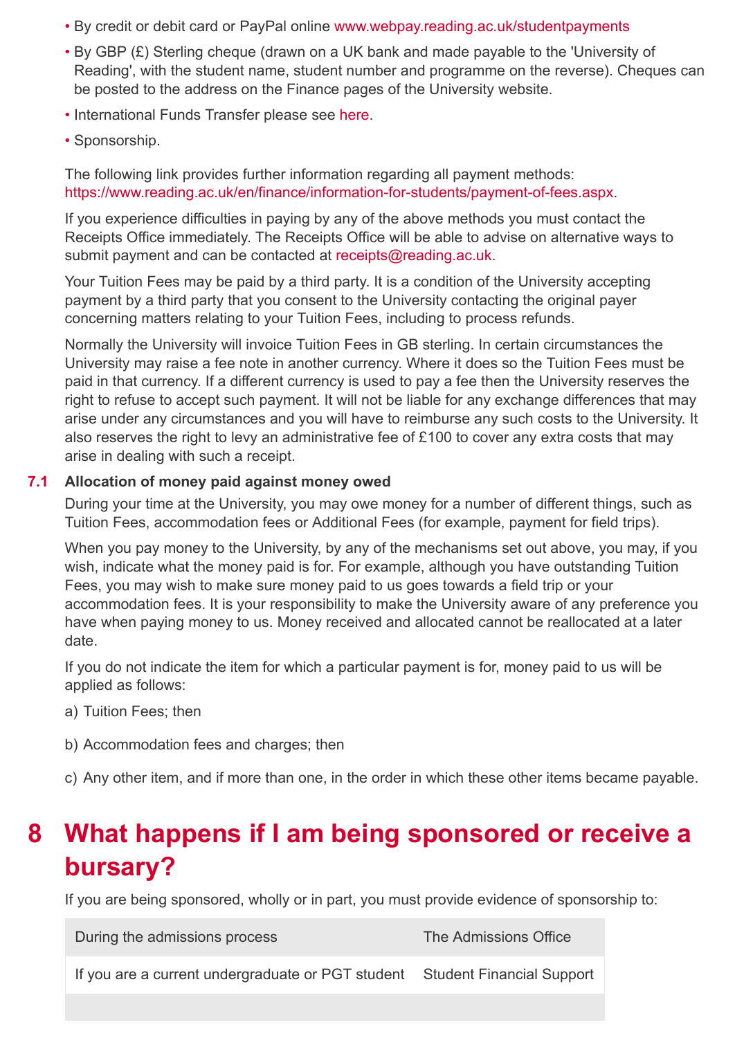- By credit or debit card or PayPal online www.webpay.reading.ac.uk/studentpayments
- By GBP (£) Sterling cheque (drawn on a UK bank and made payable to the 'University of Reading', with the student name, student number and programme on the reverse). Cheques can be posted to the address on the Finance pages of the University website.
- International Funds Transfer please see here.
- Sponsorship.

The following link provides further information regarding all payment methods: https://www.reading.ac.uk/en/finance/information-for-students/payment-of-fees.aspx.

If you experience difficulties in paying by any of the above methods you must contact the Receipts Office immediately. The Receipts Office will be able to advise on alternative ways to submit payment and can be contacted at receipts@reading.ac.uk.

Your Tuition Fees may be paid by a third party. It is a condition of the University accepting payment by a third party that you consent to the University contacting the original payer concerning matters relating to your Tuition Fees, including to process refunds.

Normally the University will invoice Tuition Fees in GB sterling. In certain circumstances the University may raise a fee note in another currency. Where it does so the Tuition Fees must be paid in that currency. If a different currency is used to pay a fee then the University reserves the right to refuse to accept such payment. It will not be liable for any exchange differences that may arise under any circumstances and you will have to reimburse any such costs to the University. It also reserves the right to levy an administrative fee of £100 to cover any extra costs that may arise in dealing with such a receipt.

### 7.1 Allocation of money paid against money owed

During your time at the University, you may owe money for a number of different things, such as Tuition Fees, accommodation fees or Additional Fees (for example, payment for field trips).

When you pay money to the University, by any of the mechanisms set out above, you may, if you wish, indicate what the money paid is for. For example, although you have outstanding Tuition Fees, you may wish to make sure money paid to us goes towards a field trip or your accommodation fees. It is your responsibility to make the University aware of any preference you have when paying money to us. Money received and allocated cannot be reallocated at a later date.

If you do not indicate the item for which a particular payment is for, money paid to us will be applied as follows:

a) Tuition Fees; then

b) Accommodation fees and charges; then

c) Any other item, and if more than one, in the order in which these other items became payable.

# 8 What happens if I am being sponsored or receive a bursary?

If you are being sponsored, wholly or in part, you must provide evidence of sponsorship to:

| | |
|---|---|
| During the admissions process | The Admissions Office |
| If you are a current undergraduate or PGT student | Student Financial Support |
| | |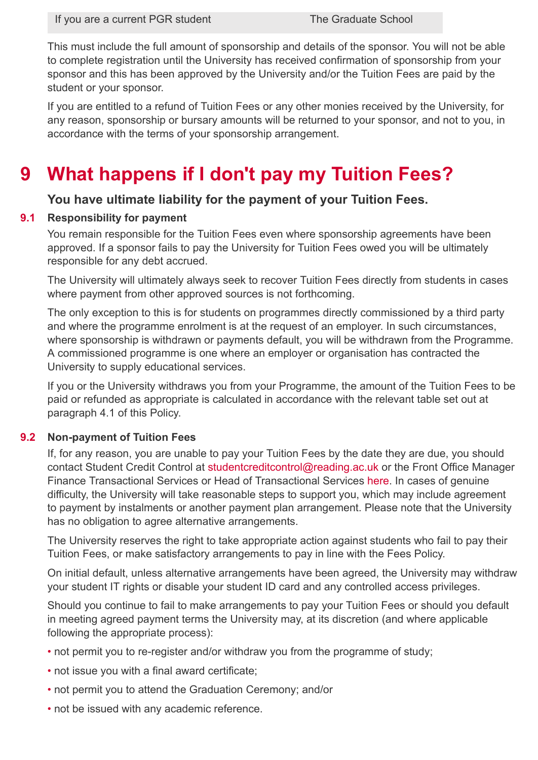| If you are a current PGR student | The Graduate School |
|---|---|

This must include the full amount of sponsorship and details of the sponsor. You will not be able to complete registration until the University has received confirmation of sponsorship from your sponsor and this has been approved by the University and/or the Tuition Fees are paid by the student or your sponsor.

If you are entitled to a refund of Tuition Fees or any other monies received by the University, for any reason, sponsorship or bursary amounts will be returned to your sponsor, and not to you, in accordance with the terms of your sponsorship arrangement.

# 9 What happens if I don't pay my Tuition Fees?

**You have ultimate liability for the payment of your Tuition Fees.**

### 9.1 Responsibility for payment

You remain responsible for the Tuition Fees even where sponsorship agreements have been approved. If a sponsor fails to pay the University for Tuition Fees owed you will be ultimately responsible for any debt accrued.

The University will ultimately always seek to recover Tuition Fees directly from students in cases where payment from other approved sources is not forthcoming.

The only exception to this is for students on programmes directly commissioned by a third party and where the programme enrolment is at the request of an employer. In such circumstances, where sponsorship is withdrawn or payments default, you will be withdrawn from the Programme. A commissioned programme is one where an employer or organisation has contracted the University to supply educational services.

If you or the University withdraws you from your Programme, the amount of the Tuition Fees to be paid or refunded as appropriate is calculated in accordance with the relevant table set out at paragraph 4.1 of this Policy.

### 9.2 Non-payment of Tuition Fees

If, for any reason, you are unable to pay your Tuition Fees by the date they are due, you should contact Student Credit Control at studentcreditcontrol@reading.ac.uk or the Front Office Manager Finance Transactional Services or Head of Transactional Services here. In cases of genuine difficulty, the University will take reasonable steps to support you, which may include agreement to payment by instalments or another payment plan arrangement. Please note that the University has no obligation to agree alternative arrangements.

The University reserves the right to take appropriate action against students who fail to pay their Tuition Fees, or make satisfactory arrangements to pay in line with the Fees Policy.

On initial default, unless alternative arrangements have been agreed, the University may withdraw your student IT rights or disable your student ID card and any controlled access privileges.

Should you continue to fail to make arrangements to pay your Tuition Fees or should you default in meeting agreed payment terms the University may, at its discretion (and where applicable following the appropriate process):

- not permit you to re-register and/or withdraw you from the programme of study;
- not issue you with a final award certificate;
- not permit you to attend the Graduation Ceremony; and/or
- not be issued with any academic reference.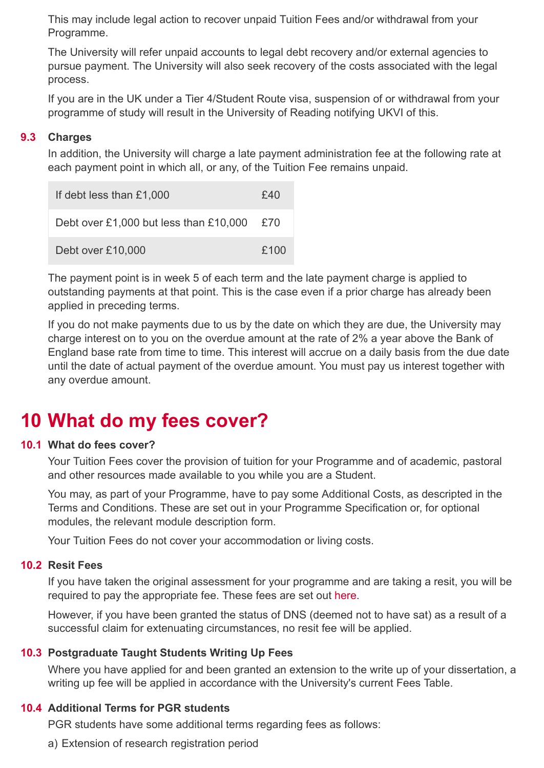This may include legal action to recover unpaid Tuition Fees and/or withdrawal from your Programme.

The University will refer unpaid accounts to legal debt recovery and/or external agencies to pursue payment. The University will also seek recovery of the costs associated with the legal process.

If you are in the UK under a Tier 4/Student Route visa, suspension of or withdrawal from your programme of study will result in the University of Reading notifying UKVI of this.

### 9.3 Charges

In addition, the University will charge a late payment administration fee at the following rate at each payment point in which all, or any, of the Tuition Fee remains unpaid.

| | |
|---|---|
| If debt less than £1,000 | £40 |
| Debt over £1,000 but less than £10,000 | £70 |
| Debt over £10,000 | £100 |

The payment point is in week 5 of each term and the late payment charge is applied to outstanding payments at that point. This is the case even if a prior charge has already been applied in preceding terms.

If you do not make payments due to us by the date on which they are due, the University may charge interest on to you on the overdue amount at the rate of 2% a year above the Bank of England base rate from time to time. This interest will accrue on a daily basis from the due date until the date of actual payment of the overdue amount. You must pay us interest together with any overdue amount.

## 10 What do my fees cover?

### 10.1 What do fees cover?

Your Tuition Fees cover the provision of tuition for your Programme and of academic, pastoral and other resources made available to you while you are a Student.

You may, as part of your Programme, have to pay some Additional Costs, as descripted in the Terms and Conditions. These are set out in your Programme Specification or, for optional modules, the relevant module description form.

Your Tuition Fees do not cover your accommodation or living costs.

### 10.2 Resit Fees

If you have taken the original assessment for your programme and are taking a resit, you will be required to pay the appropriate fee. These fees are set out here.

However, if you have been granted the status of DNS (deemed not to have sat) as a result of a successful claim for extenuating circumstances, no resit fee will be applied.

### 10.3 Postgraduate Taught Students Writing Up Fees

Where you have applied for and been granted an extension to the write up of your dissertation, a writing up fee will be applied in accordance with the University's current Fees Table.

### 10.4 Additional Terms for PGR students

PGR students have some additional terms regarding fees as follows:

a) Extension of research registration period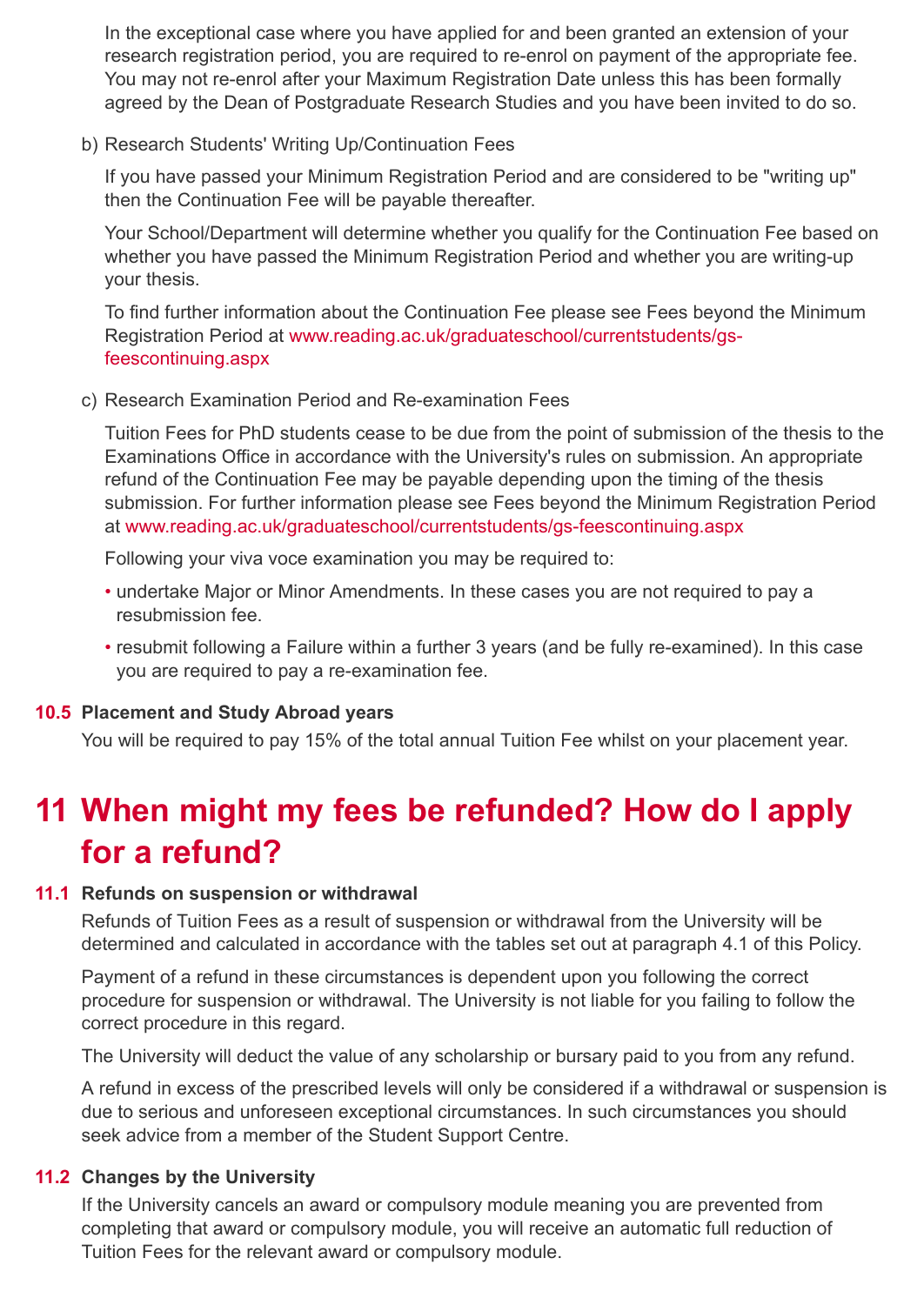In the exceptional case where you have applied for and been granted an extension of your research registration period, you are required to re-enrol on payment of the appropriate fee. You may not re-enrol after your Maximum Registration Date unless this has been formally agreed by the Dean of Postgraduate Research Studies and you have been invited to do so.

b) Research Students' Writing Up/Continuation Fees

If you have passed your Minimum Registration Period and are considered to be "writing up" then the Continuation Fee will be payable thereafter.

Your School/Department will determine whether you qualify for the Continuation Fee based on whether you have passed the Minimum Registration Period and whether you are writing-up your thesis.

To find further information about the Continuation Fee please see Fees beyond the Minimum Registration Period at www.reading.ac.uk/graduateschool/currentstudents/gs-feescontinuing.aspx

c) Research Examination Period and Re-examination Fees

Tuition Fees for PhD students cease to be due from the point of submission of the thesis to the Examinations Office in accordance with the University's rules on submission. An appropriate refund of the Continuation Fee may be payable depending upon the timing of the thesis submission. For further information please see Fees beyond the Minimum Registration Period at www.reading.ac.uk/graduateschool/currentstudents/gs-feescontinuing.aspx

Following your viva voce examination you may be required to:

- undertake Major or Minor Amendments. In these cases you are not required to pay a resubmission fee.
- resubmit following a Failure within a further 3 years (and be fully re-examined). In this case you are required to pay a re-examination fee.

### 10.5 Placement and Study Abroad years

You will be required to pay 15% of the total annual Tuition Fee whilst on your placement year.

## 11 When might my fees be refunded? How do I apply for a refund?

### 11.1 Refunds on suspension or withdrawal

Refunds of Tuition Fees as a result of suspension or withdrawal from the University will be determined and calculated in accordance with the tables set out at paragraph 4.1 of this Policy.

Payment of a refund in these circumstances is dependent upon you following the correct procedure for suspension or withdrawal. The University is not liable for you failing to follow the correct procedure in this regard.

The University will deduct the value of any scholarship or bursary paid to you from any refund.

A refund in excess of the prescribed levels will only be considered if a withdrawal or suspension is due to serious and unforeseen exceptional circumstances. In such circumstances you should seek advice from a member of the Student Support Centre.

### 11.2 Changes by the University

If the University cancels an award or compulsory module meaning you are prevented from completing that award or compulsory module, you will receive an automatic full reduction of Tuition Fees for the relevant award or compulsory module.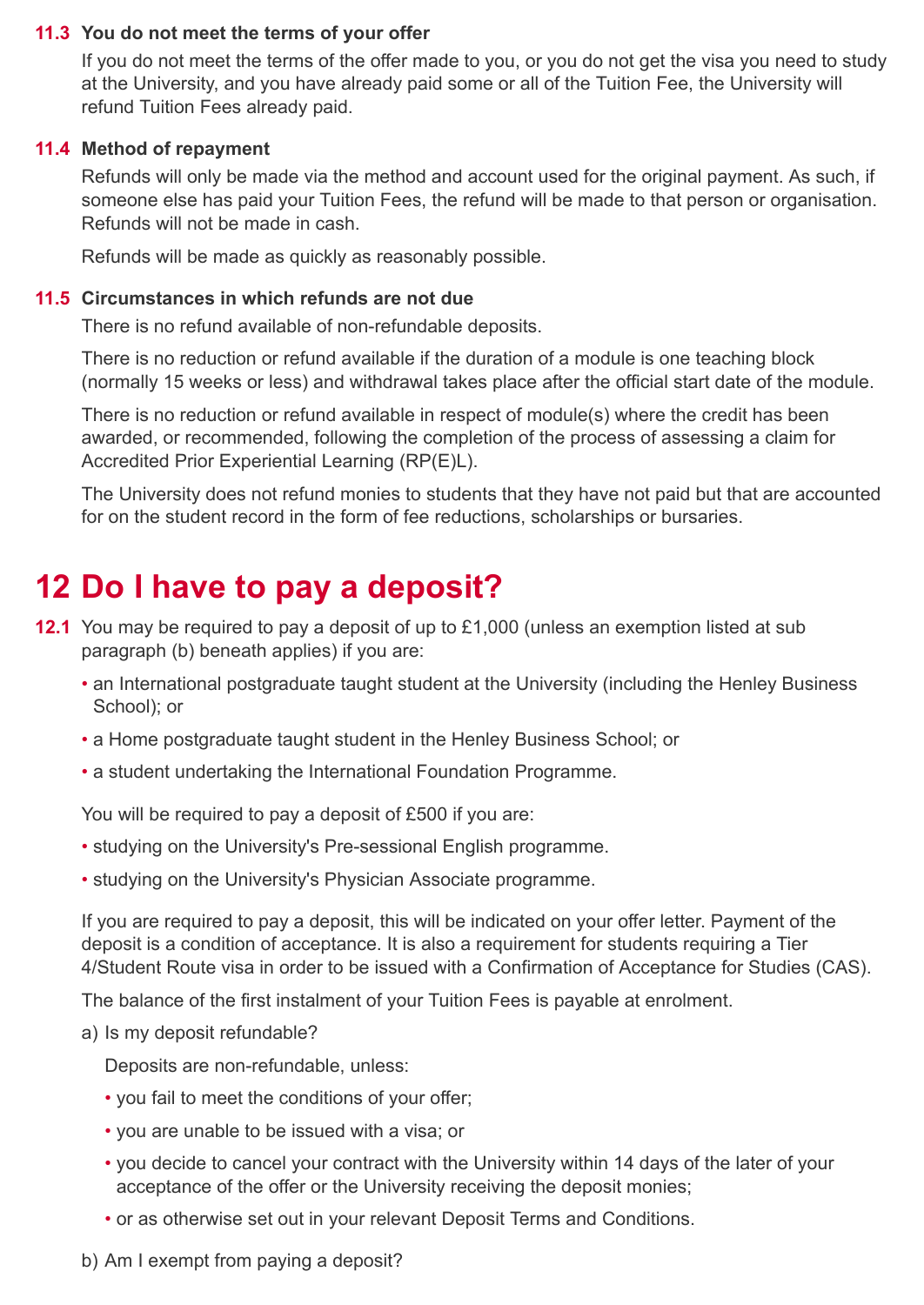### 11.3 You do not meet the terms of your offer

If you do not meet the terms of the offer made to you, or you do not get the visa you need to study at the University, and you have already paid some or all of the Tuition Fee, the University will refund Tuition Fees already paid.

### 11.4 Method of repayment

Refunds will only be made via the method and account used for the original payment. As such, if someone else has paid your Tuition Fees, the refund will be made to that person or organisation. Refunds will not be made in cash.

Refunds will be made as quickly as reasonably possible.

### 11.5 Circumstances in which refunds are not due

There is no refund available of non-refundable deposits.

There is no reduction or refund available if the duration of a module is one teaching block (normally 15 weeks or less) and withdrawal takes place after the official start date of the module.

There is no reduction or refund available in respect of module(s) where the credit has been awarded, or recommended, following the completion of the process of assessing a claim for Accredited Prior Experiential Learning (RP(E)L).

The University does not refund monies to students that they have not paid but that are accounted for on the student record in the form of fee reductions, scholarships or bursaries.

## 12 Do I have to pay a deposit?

**12.1** You may be required to pay a deposit of up to £1,000 (unless an exemption listed at sub paragraph (b) beneath applies) if you are:

- an International postgraduate taught student at the University (including the Henley Business School); or
- a Home postgraduate taught student in the Henley Business School; or
- a student undertaking the International Foundation Programme.

You will be required to pay a deposit of £500 if you are:

- studying on the University's Pre-sessional English programme.
- studying on the University's Physician Associate programme.

If you are required to pay a deposit, this will be indicated on your offer letter. Payment of the deposit is a condition of acceptance. It is also a requirement for students requiring a Tier 4/Student Route visa in order to be issued with a Confirmation of Acceptance for Studies (CAS).

The balance of the first instalment of your Tuition Fees is payable at enrolment.

a) Is my deposit refundable?

Deposits are non-refundable, unless:

- you fail to meet the conditions of your offer;
- you are unable to be issued with a visa; or
- you decide to cancel your contract with the University within 14 days of the later of your acceptance of the offer or the University receiving the deposit monies;
- or as otherwise set out in your relevant Deposit Terms and Conditions.

b) Am I exempt from paying a deposit?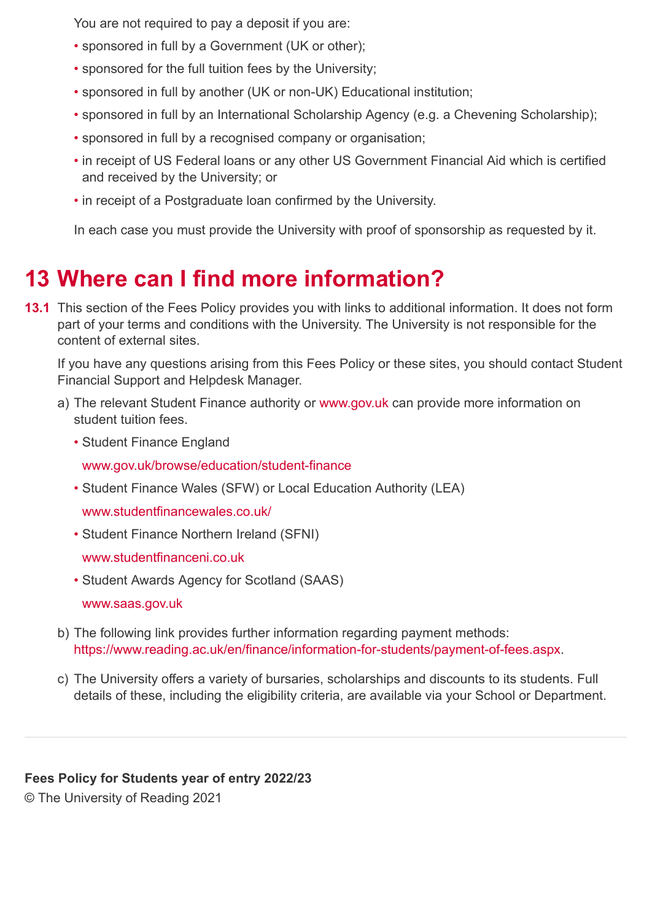You are not required to pay a deposit if you are:

- sponsored in full by a Government (UK or other);
- sponsored for the full tuition fees by the University;
- sponsored in full by another (UK or non-UK) Educational institution;
- sponsored in full by an International Scholarship Agency (e.g. a Chevening Scholarship);
- sponsored in full by a recognised company or organisation;
- in receipt of US Federal loans or any other US Government Financial Aid which is certified and received by the University; or
- in receipt of a Postgraduate loan confirmed by the University.

In each case you must provide the University with proof of sponsorship as requested by it.

# 13 Where can I find more information?

**13.1** This section of the Fees Policy provides you with links to additional information. It does not form part of your terms and conditions with the University. The University is not responsible for the content of external sites.

If you have any questions arising from this Fees Policy or these sites, you should contact Student Financial Support and Helpdesk Manager.

a) The relevant Student Finance authority or www.gov.uk can provide more information on student tuition fees.

- Student Finance England

  www.gov.uk/browse/education/student-finance

- Student Finance Wales (SFW) or Local Education Authority (LEA)

  www.studentfinancewales.co.uk/

- Student Finance Northern Ireland (SFNI)

  www.studentfinanceni.co.uk

- Student Awards Agency for Scotland (SAAS)

  www.saas.gov.uk

b) The following link provides further information regarding payment methods: https://www.reading.ac.uk/en/finance/information-for-students/payment-of-fees.aspx.

c) The University offers a variety of bursaries, scholarships and discounts to its students. Full details of these, including the eligibility criteria, are available via your School or Department.

**Fees Policy for Students year of entry 2022/23**

© The University of Reading 2021